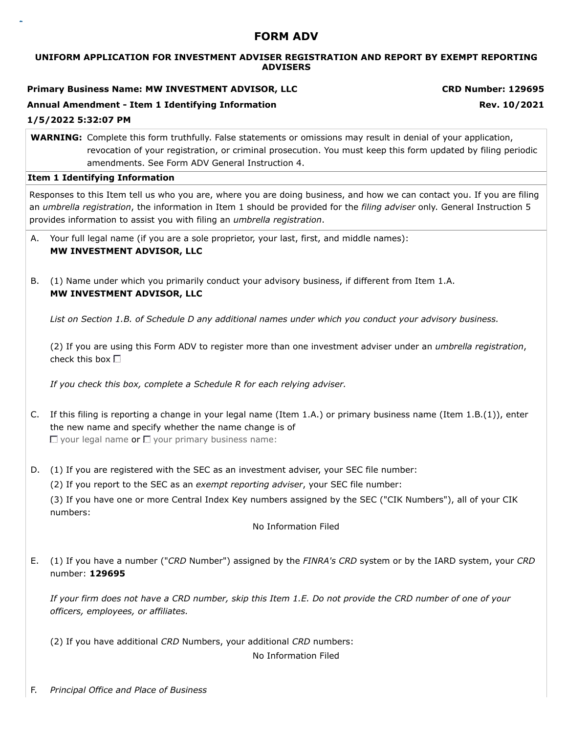# FORM ADV

## UNIFORM APPLICATION FOR INVESTMENT ADVISER REGISTRATION AND REPORT BY EXEMPT REPORTING ADVISERS

**Primary Business Name: MW INVESTMENT ADVISOR, LLC** **CRD Number: 129695**

**Annual Amendment - Item 1 Identifying Information** **Rev. 10/2021**

**1/5/2022 5:32:07 PM**

**WARNING:** Complete this form truthfully. False statements or omissions may result in denial of your application, revocation of your registration, or criminal prosecution. You must keep this form updated by filing periodic amendments. See Form ADV General Instruction 4.

**Item 1 Identifying Information**

Responses to this Item tell us who you are, where you are doing business, and how we can contact you. If you are filing an *umbrella registration*, the information in Item 1 should be provided for the *filing adviser* only. General Instruction 5 provides information to assist you with filing an *umbrella registration*.

A. Your full legal name (if you are a sole proprietor, your last, first, and middle names):
**MW INVESTMENT ADVISOR, LLC**

B. (1) Name under which you primarily conduct your advisory business, if different from Item 1.A.
**MW INVESTMENT ADVISOR, LLC**

*List on Section 1.B. of Schedule D any additional names under which you conduct your advisory business.*

(2) If you are using this Form ADV to register more than one investment adviser under an *umbrella registration*, check this box ☐

*If you check this box, complete a Schedule R for each relying adviser.*

C. If this filing is reporting a change in your legal name (Item 1.A.) or primary business name (Item 1.B.(1)), enter the new name and specify whether the name change is of
☐ your legal name or ☐ your primary business name:

D. (1) If you are registered with the SEC as an investment adviser, your SEC file number:

(2) If you report to the SEC as an *exempt reporting adviser*, your SEC file number:

(3) If you have one or more Central Index Key numbers assigned by the SEC ("CIK Numbers"), all of your CIK numbers:

No Information Filed

E. (1) If you have a number ("*CRD* Number") assigned by the *FINRA's CRD* system or by the IARD system, your *CRD* number: **129695**

*If your firm does not have a CRD number, skip this Item 1.E. Do not provide the CRD number of one of your officers, employees, or affiliates.*

(2) If you have additional *CRD* Numbers, your additional *CRD* numbers:

No Information Filed

F. *Principal Office and Place of Business*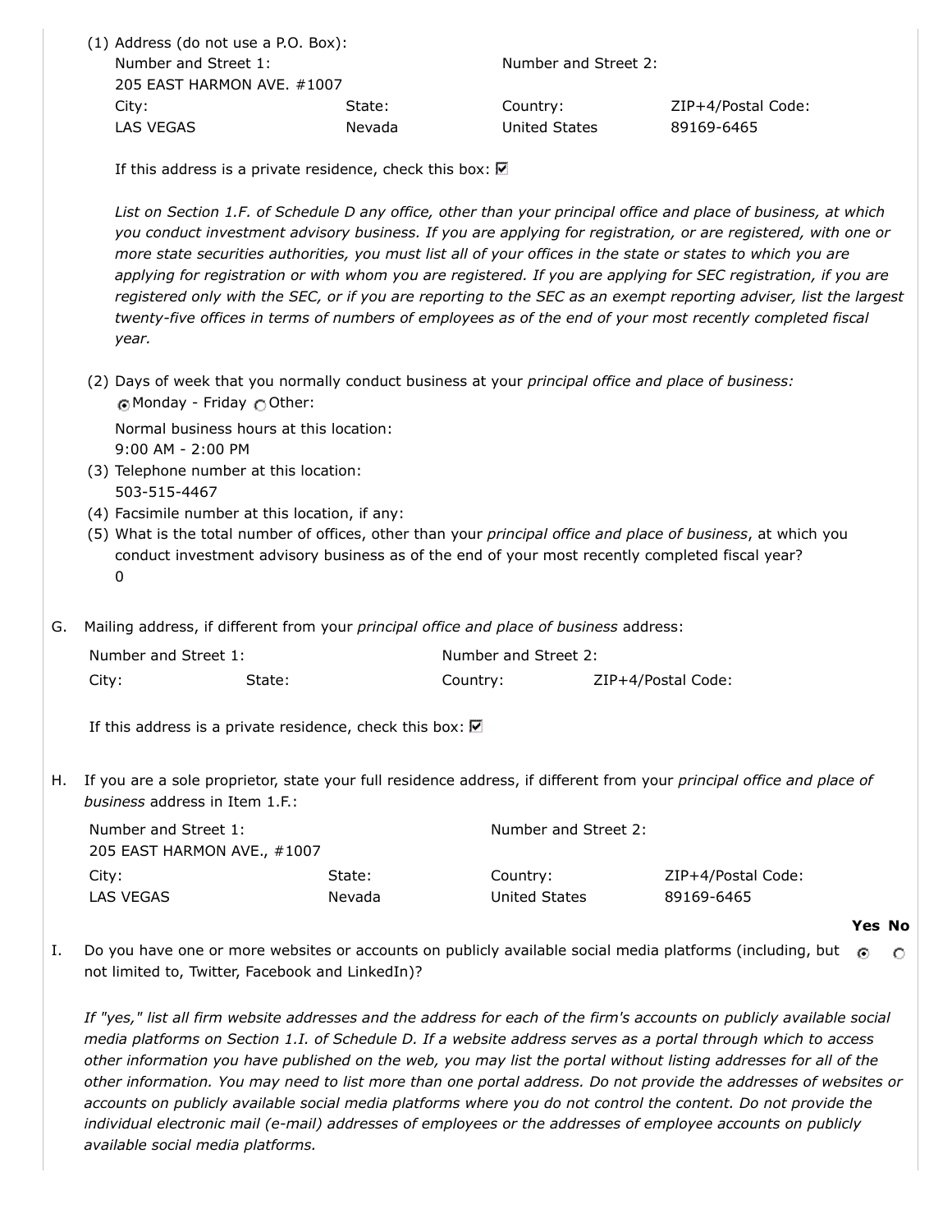(1) Address (do not use a P.O. Box):

| Number and Street 1: | | Number and Street 2: | |
|---|---|---|---|
| 205 EAST HARMON AVE. #1007 | | | |
| City: | State: | Country: | ZIP+4/Postal Code: |
| LAS VEGAS | Nevada | United States | 89169-6465 |

If this address is a private residence, check this box: ☑

*List on Section 1.F. of Schedule D any office, other than your principal office and place of business, at which you conduct investment advisory business. If you are applying for registration, or are registered, with one or more state securities authorities, you must list all of your offices in the state or states to which you are applying for registration or with whom you are registered. If you are applying for SEC registration, if you are registered only with the SEC, or if you are reporting to the SEC as an exempt reporting adviser, list the largest twenty-five offices in terms of numbers of employees as of the end of your most recently completed fiscal year.*

(2) Days of week that you normally conduct business at your *principal office and place of business:*
◉ Monday - Friday ○ Other:

Normal business hours at this location:
9:00 AM - 2:00 PM

(3) Telephone number at this location:
503-515-4467

(4) Facsimile number at this location, if any:

(5) What is the total number of offices, other than your *principal office and place of business*, at which you conduct investment advisory business as of the end of your most recently completed fiscal year?
0

G. Mailing address, if different from your *principal office and place of business* address:

| Number and Street 1: | | Number and Street 2: | |
|---|---|---|---|
| City: | State: | Country: | ZIP+4/Postal Code: |

If this address is a private residence, check this box: ☑

H. If you are a sole proprietor, state your full residence address, if different from your *principal office and place of business* address in Item 1.F.:

| Number and Street 1: | | Number and Street 2: | |
|---|---|---|---|
| 205 EAST HARMON AVE., #1007 | | | |
| City: | State: | Country: | ZIP+4/Postal Code: |
| LAS VEGAS | Nevada | United States | 89169-6465 |

| | Yes | No |
|---|---|---|
| I. Do you have one or more websites or accounts on publicly available social media platforms (including, but not limited to, Twitter, Facebook and LinkedIn)? | ◉ | ○ |

*If "yes," list all firm website addresses and the address for each of the firm's accounts on publicly available social media platforms on Section 1.I. of Schedule D. If a website address serves as a portal through which to access other information you have published on the web, you may list the portal without listing addresses for all of the other information. You may need to list more than one portal address. Do not provide the addresses of websites or accounts on publicly available social media platforms where you do not control the content. Do not provide the individual electronic mail (e-mail) addresses of employees or the addresses of employee accounts on publicly available social media platforms.*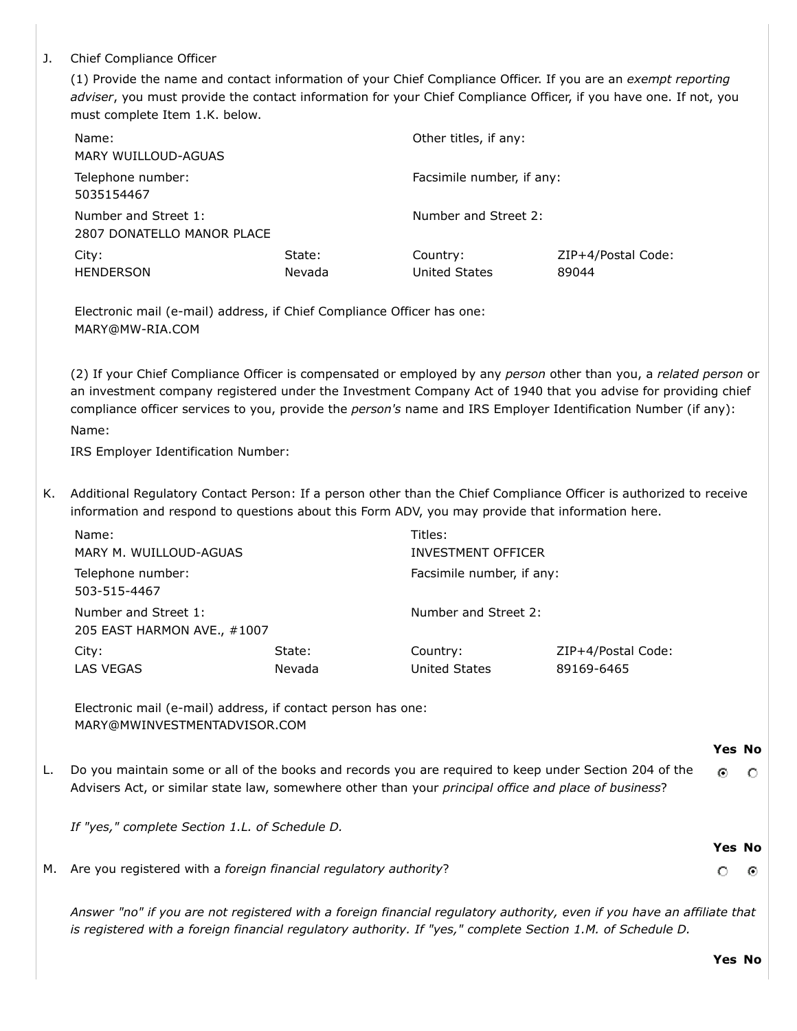J. Chief Compliance Officer

(1) Provide the name and contact information of your Chief Compliance Officer. If you are an *exempt reporting adviser*, you must provide the contact information for your Chief Compliance Officer, if you have one. If not, you must complete Item 1.K. below.

| | | | |
|---|---|---|---|
| Name:<br>MARY WUILLOUD-AGUAS | | Other titles, if any: | |
| Telephone number:<br>5035154467 | | Facsimile number, if any: | |
| Number and Street 1:<br>2807 DONATELLO MANOR PLACE | | Number and Street 2: | |
| City:<br>HENDERSON | State:<br>Nevada | Country:<br>United States | ZIP+4/Postal Code:<br>89044 |

Electronic mail (e-mail) address, if Chief Compliance Officer has one:
MARY@MW-RIA.COM

(2) If your Chief Compliance Officer is compensated or employed by any *person* other than you, a *related person* or an investment company registered under the Investment Company Act of 1940 that you advise for providing chief compliance officer services to you, provide the *person's* name and IRS Employer Identification Number (if any):

Name:

IRS Employer Identification Number:

K. Additional Regulatory Contact Person: If a person other than the Chief Compliance Officer is authorized to receive information and respond to questions about this Form ADV, you may provide that information here.

| | | | |
|---|---|---|---|
| Name:<br>MARY M. WUILLOUD-AGUAS | | Titles:<br>INVESTMENT OFFICER | |
| Telephone number:<br>503-515-4467 | | Facsimile number, if any: | |
| Number and Street 1:<br>205 EAST HARMON AVE., #1007 | | Number and Street 2: | |
| City:<br>LAS VEGAS | State:<br>Nevada | Country:<br>United States | ZIP+4/Postal Code:<br>89169-6465 |

Electronic mail (e-mail) address, if contact person has one:
MARY@MWINVESTMENTADVISOR.COM

| | | Yes | No |
|---|---|---|---|
| L. | Do you maintain some or all of the books and records you are required to keep under Section 204 of the Advisers Act, or similar state law, somewhere other than your *principal office and place of business*? | ⦿ | ○ |

*If "yes," complete Section 1.L. of Schedule D.*

| | | Yes | No |
|---|---|---|---|
| M. | Are you registered with a *foreign financial regulatory authority*? | ○ | ⦿ |

*Answer "no" if you are not registered with a foreign financial regulatory authority, even if you have an affiliate that is registered with a foreign financial regulatory authority. If "yes," complete Section 1.M. of Schedule D.*

Yes No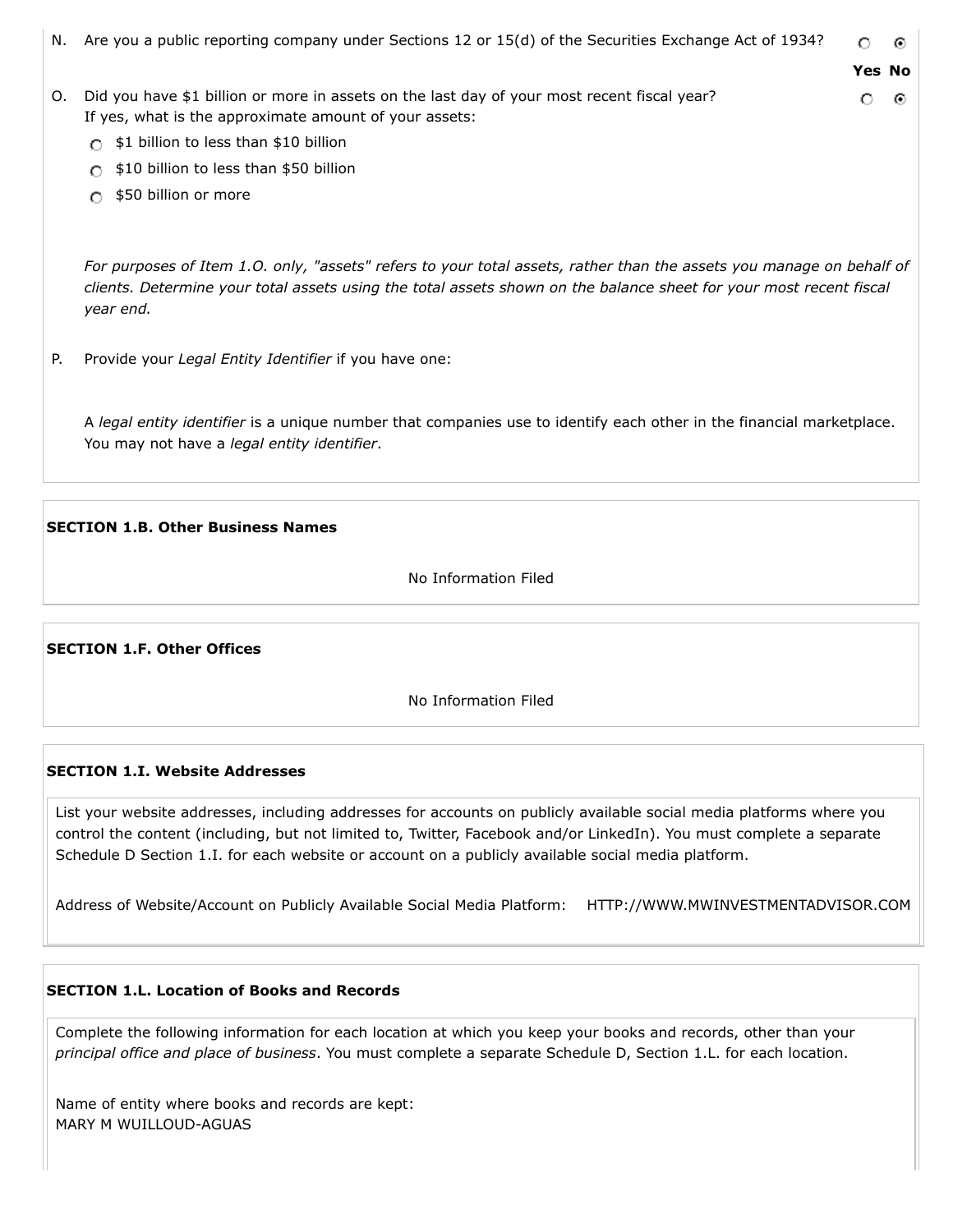N. Are you a public reporting company under Sections 12 or 15(d) of the Securities Exchange Act of 1934? ○ Yes ◉ No

O. Did you have $1 billion or more in assets on the last day of your most recent fiscal year? ○ Yes ◉ No

If yes, what is the approximate amount of your assets:

- ○ $1 billion to less than $10 billion
- ○ $10 billion to less than $50 billion
- ○ $50 billion or more

*For purposes of Item 1.O. only, "assets" refers to your total assets, rather than the assets you manage on behalf of clients. Determine your total assets using the total assets shown on the balance sheet for your most recent fiscal year end.*

P. Provide your *Legal Entity Identifier* if you have one:

A *legal entity identifier* is a unique number that companies use to identify each other in the financial marketplace. You may not have a *legal entity identifier*.

**SECTION 1.B. Other Business Names**

No Information Filed

**SECTION 1.F. Other Offices**

No Information Filed

**SECTION 1.I. Website Addresses**

List your website addresses, including addresses for accounts on publicly available social media platforms where you control the content (including, but not limited to, Twitter, Facebook and/or LinkedIn). You must complete a separate Schedule D Section 1.I. for each website or account on a publicly available social media platform.

Address of Website/Account on Publicly Available Social Media Platform: HTTP://WWW.MWINVESTMENTADVISOR.COM

**SECTION 1.L. Location of Books and Records**

Complete the following information for each location at which you keep your books and records, other than your *principal office and place of business*. You must complete a separate Schedule D, Section 1.L. for each location.

Name of entity where books and records are kept:
MARY M WUILLOUD-AGUAS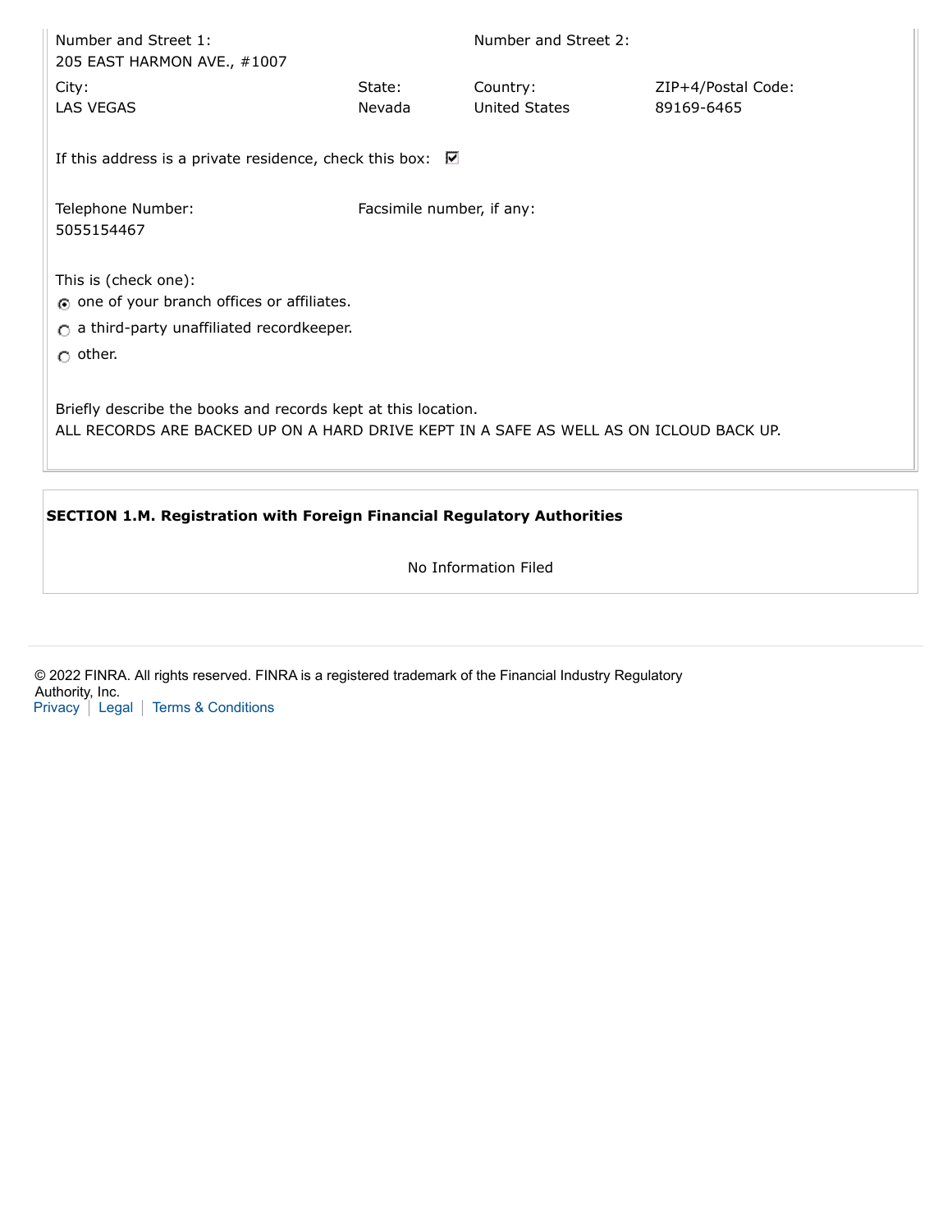| Number and Street 1: | | Number and Street 2: | |
| --- | --- | --- | --- |
| 205 EAST HARMON AVE., #1007 | | | |
| City: | State: | Country: | ZIP+4/Postal Code: |
| LAS VEGAS | Nevada | United States | 89169-6465 |

If this address is a private residence, check this box: ☑

| Telephone Number: | Facsimile number, if any: |
| --- | --- |
| 5055154467 | |

This is (check one):

- ◉ one of your branch offices or affiliates.
- ○ a third-party unaffiliated recordkeeper.
- ○ other.

Briefly describe the books and records kept at this location.

ALL RECORDS ARE BACKED UP ON A HARD DRIVE KEPT IN A SAFE AS WELL AS ON ICLOUD BACK UP.

**SECTION 1.M. Registration with Foreign Financial Regulatory Authorities**

No Information Filed

© 2022 FINRA. All rights reserved. FINRA is a registered trademark of the Financial Industry Regulatory Authority, Inc.

Privacy | Legal | Terms & Conditions